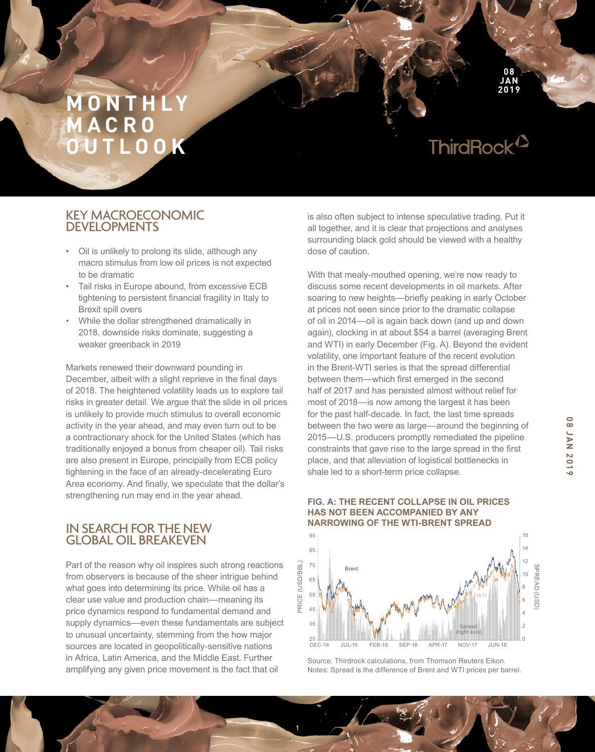# MONTHLY MACRO OUTLOOK

08 JAN 2019

ThirdRock

## KEY MACROECONOMIC DEVELOPMENTS

- Oil is unlikely to prolong its slide, although any macro stimulus from low oil prices is not expected to be dramatic
- Tail risks in Europe abound, from excessive ECB tightening to persistent financial fragility in Italy to Brexit spill overs
- While the dollar strengthened dramatically in 2018, downside risks dominate, suggesting a weaker greenback in 2019

Markets renewed their downward pounding in December, albeit with a slight reprieve in the final days of 2018. The heightened volatility leads us to explore tail risks in greater detail. We argue that the slide in oil prices is unlikely to provide much stimulus to overall economic activity in the year ahead, and may even turn out to be a contractionary shock for the United States (which has traditionally enjoyed a bonus from cheaper oil). Tail risks are also present in Europe, principally from ECB policy tightening in the face of an already-decelerating Euro Area economy. And finally, we speculate that the dollar's strengthening run may end in the year ahead.

## IN SEARCH FOR THE NEW GLOBAL OIL BREAKEVEN

Part of the reason why oil inspires such strong reactions from observers is because of the sheer intrigue behind what goes into determining its price. While oil has a clear use value and production chain—meaning its price dynamics respond to fundamental demand and supply dynamics—even these fundamentals are subject to unusual uncertainty, stemming from the how major sources are located in geopolitically-sensitive nations in Africa, Latin America, and the Middle East. Further amplifying any given price movement is the fact that oil is also often subject to intense speculative trading. Put it all together, and it is clear that projections and analyses surrounding black gold should be viewed with a healthy dose of caution.

With that mealy-mouthed opening, we're now ready to discuss some recent developments in oil markets. After soaring to new heights—briefly peaking in early October at prices not seen since prior to the dramatic collapse of oil in 2014—oil is again back down (and up and down again), clocking in at about $54 a barrel (averaging Brent and WTI) in early December (Fig. A). Beyond the evident volatility, one important feature of the recent evolution in the Brent-WTI series is that the spread differential between them—which first emerged in the second half of 2017 and has persisted almost without relief for most of 2018—is now among the largest it has been for the past half-decade. In fact, the last time spreads between the two were as large—around the beginning of 2015—U.S. producers promptly remediated the pipeline constraints that gave rise to the large spread in the first place, and that alleviation of logistical bottlenecks in shale led to a short-term price collapse.

**FIG. A: THE RECENT COLLAPSE IN OIL PRICES HAS NOT BEEN ACCOMPANIED BY ANY NARROWING OF THE WTI-BRENT SPREAD**

Source: Thirdrock calculations, from Thomson Reuters Eikon.
Notes: Spread is the difference of Brent and WTI prices per barrel.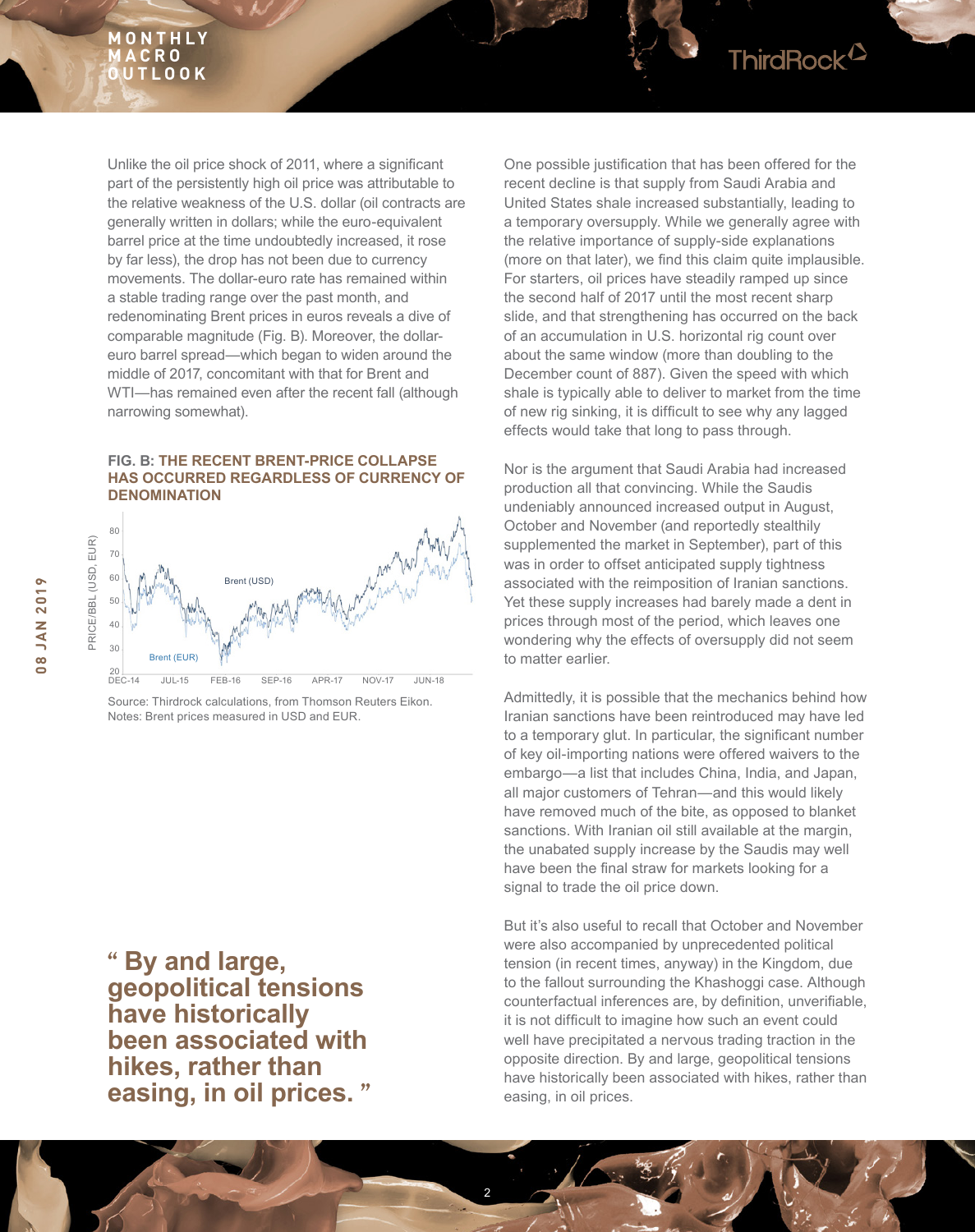Unlike the oil price shock of 2011, where a significant part of the persistently high oil price was attributable to the relative weakness of the U.S. dollar (oil contracts are generally written in dollars; while the euro-equivalent barrel price at the time undoubtedly increased, it rose by far less), the drop has not been due to currency movements. The dollar-euro rate has remained within a stable trading range over the past month, and redenominating Brent prices in euros reveals a dive of comparable magnitude (Fig. B). Moreover, the dollar-euro barrel spread—which began to widen around the middle of 2017, concomitant with that for Brent and WTI—has remained even after the recent fall (although narrowing somewhat).

**FIG. B: THE RECENT BRENT-PRICE COLLAPSE HAS OCCURRED REGARDLESS OF CURRENCY OF DENOMINATION**

Source: Thirdrock calculations, from Thomson Reuters Eikon.
Notes: Brent prices measured in USD and EUR.

One possible justification that has been offered for the recent decline is that supply from Saudi Arabia and United States shale increased substantially, leading to a temporary oversupply. While we generally agree with the relative importance of supply-side explanations (more on that later), we find this claim quite implausible. For starters, oil prices have steadily ramped up since the second half of 2017 until the most recent sharp slide, and that strengthening has occurred on the back of an accumulation in U.S. horizontal rig count over about the same window (more than doubling to the December count of 887). Given the speed with which shale is typically able to deliver to market from the time of new rig sinking, it is difficult to see why any lagged effects would take that long to pass through.

Nor is the argument that Saudi Arabia had increased production all that convincing. While the Saudis undeniably announced increased output in August, October and November (and reportedly stealthily supplemented the market in September), part of this was in order to offset anticipated supply tightness associated with the reimposition of Iranian sanctions. Yet these supply increases had barely made a dent in prices through most of the period, which leaves one wondering why the effects of oversupply did not seem to matter earlier.

Admittedly, it is possible that the mechanics behind how Iranian sanctions have been reintroduced may have led to a temporary glut. In particular, the significant number of key oil-importing nations were offered waivers to the embargo—a list that includes China, India, and Japan, all major customers of Tehran—and this would likely have removed much of the bite, as opposed to blanket sanctions. With Iranian oil still available at the margin, the unabated supply increase by the Saudis may well have been the final straw for markets looking for a signal to trade the oil price down.

But it's also useful to recall that October and November were also accompanied by unprecedented political tension (in recent times, anyway) in the Kingdom, due to the fallout surrounding the Khashoggi case. Although counterfactual inferences are, by definition, unverifiable, it is not difficult to imagine how such an event could well have precipitated a nervous trading traction in the opposite direction. By and large, geopolitical tensions have historically been associated with hikes, rather than easing, in oil prices.

> **" By and large, geopolitical tensions have historically been associated with hikes, rather than easing, in oil prices. "**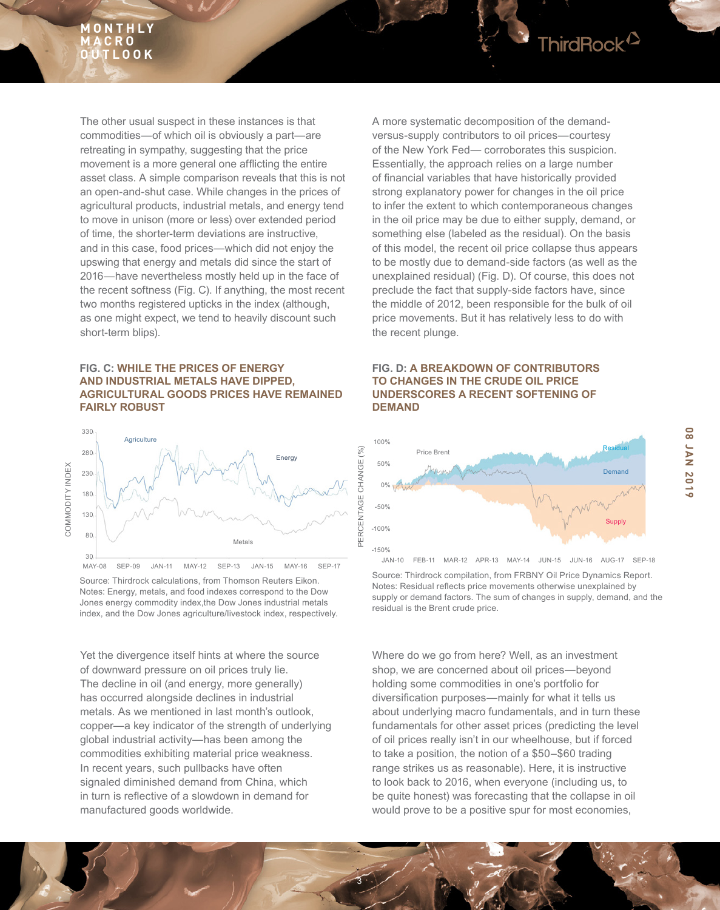The other usual suspect in these instances is that commodities—of which oil is obviously a part—are retreating in sympathy, suggesting that the price movement is a more general one afflicting the entire asset class. A simple comparison reveals that this is not an open-and-shut case. While changes in the prices of agricultural products, industrial metals, and energy tend to move in unison (more or less) over extended period of time, the shorter-term deviations are instructive, and in this case, food prices—which did not enjoy the upswing that energy and metals did since the start of 2016—have nevertheless mostly held up in the face of the recent softness (Fig. C). If anything, the most recent two months registered upticks in the index (although, as one might expect, we tend to heavily discount such short-term blips).

**FIG. C: WHILE THE PRICES OF ENERGY AND INDUSTRIAL METALS HAVE DIPPED, AGRICULTURAL GOODS PRICES HAVE REMAINED FAIRLY ROBUST**

Source: Thirdrock calculations, from Thomson Reuters Eikon.
Notes: Energy, metals, and food indexes correspond to the Dow Jones energy commodity index,the Dow Jones industrial metals index, and the Dow Jones agriculture/livestock index, respectively.

Yet the divergence itself hints at where the source of downward pressure on oil prices truly lie. The decline in oil (and energy, more generally) has occurred alongside declines in industrial metals. As we mentioned in last month's outlook, copper—a key indicator of the strength of underlying global industrial activity—has been among the commodities exhibiting material price weakness. In recent years, such pullbacks have often signaled diminished demand from China, which in turn is reflective of a slowdown in demand for manufactured goods worldwide.

A more systematic decomposition of the demand-versus-supply contributors to oil prices—courtesy of the New York Fed— corroborates this suspicion. Essentially, the approach relies on a large number of financial variables that have historically provided strong explanatory power for changes in the oil price to infer the extent to which contemporaneous changes in the oil price may be due to either supply, demand, or something else (labeled as the residual). On the basis of this model, the recent oil price collapse thus appears to be mostly due to demand-side factors (as well as the unexplained residual) (Fig. D). Of course, this does not preclude the fact that supply-side factors have, since the middle of 2012, been responsible for the bulk of oil price movements. But it has relatively less to do with the recent plunge.

**FIG. D: A BREAKDOWN OF CONTRIBUTORS TO CHANGES IN THE CRUDE OIL PRICE UNDERSCORES A RECENT SOFTENING OF DEMAND**

Source: Thirdrock compilation, from FRBNY Oil Price Dynamics Report.
Notes: Residual reflects price movements otherwise unexplained by supply or demand factors. The sum of changes in supply, demand, and the residual is the Brent crude price.

Where do we go from here? Well, as an investment shop, we are concerned about oil prices—beyond holding some commodities in one's portfolio for diversification purposes—mainly for what it tells us about underlying macro fundamentals, and in turn these fundamentals for other asset prices (predicting the level of oil prices really isn't in our wheelhouse, but if forced to take a position, the notion of a \$50–\$60 trading range strikes us as reasonable). Here, it is instructive to look back to 2016, when everyone (including us, to be quite honest) was forecasting that the collapse in oil would prove to be a positive spur for most economies,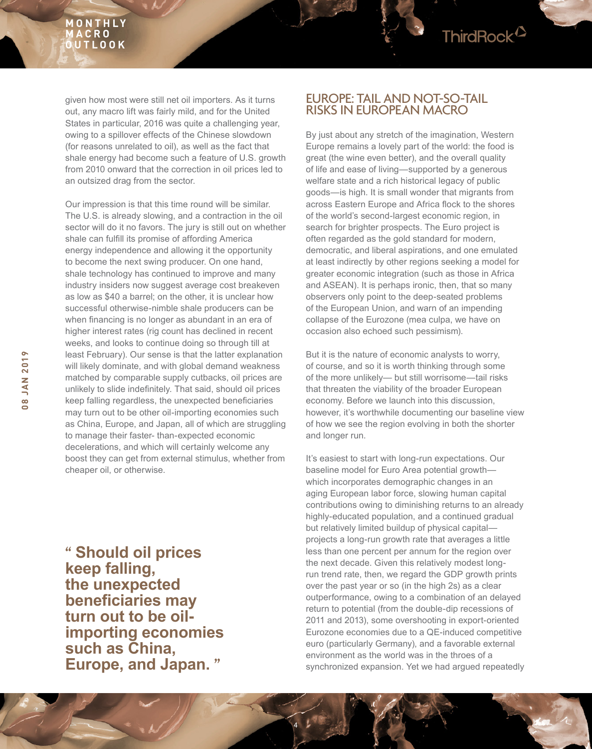given how most were still net oil importers. As it turns out, any macro lift was fairly mild, and for the United States in particular, 2016 was quite a challenging year, owing to a spillover effects of the Chinese slowdown (for reasons unrelated to oil), as well as the fact that shale energy had become such a feature of U.S. growth from 2010 onward that the correction in oil prices led to an outsized drag from the sector.

Our impression is that this time round will be similar. The U.S. is already slowing, and a contraction in the oil sector will do it no favors. The jury is still out on whether shale can fulfill its promise of affording America energy independence and allowing it the opportunity to become the next swing producer. On one hand, shale technology has continued to improve and many industry insiders now suggest average cost breakeven as low as $40 a barrel; on the other, it is unclear how successful otherwise-nimble shale producers can be when financing is no longer as abundant in an era of higher interest rates (rig count has declined in recent weeks, and looks to continue doing so through till at least February). Our sense is that the latter explanation will likely dominate, and with global demand weakness matched by comparable supply cutbacks, oil prices are unlikely to slide indefinitely. That said, should oil prices keep falling regardless, the unexpected beneficiaries may turn out to be other oil-importing economies such as China, Europe, and Japan, all of which are struggling to manage their faster- than-expected economic decelerations, and which will certainly welcome any boost they can get from external stimulus, whether from cheaper oil, or otherwise.

> **“ Should oil prices keep falling, the unexpected beneficiaries may turn out to be oil-importing economies such as China, Europe, and Japan. ”**

## EUROPE: TAIL AND NOT-SO-TAIL RISKS IN EUROPEAN MACRO

By just about any stretch of the imagination, Western Europe remains a lovely part of the world: the food is great (the wine even better), and the overall quality of life and ease of living—supported by a generous welfare state and a rich historical legacy of public goods—is high. It is small wonder that migrants from across Eastern Europe and Africa flock to the shores of the world’s second-largest economic region, in search for brighter prospects. The Euro project is often regarded as the gold standard for modern, democratic, and liberal aspirations, and one emulated at least indirectly by other regions seeking a model for greater economic integration (such as those in Africa and ASEAN). It is perhaps ironic, then, that so many observers only point to the deep-seated problems of the European Union, and warn of an impending collapse of the Eurozone (mea culpa, we have on occasion also echoed such pessimism).

But it is the nature of economic analysts to worry, of course, and so it is worth thinking through some of the more unlikely— but still worrisome—tail risks that threaten the viability of the broader European economy. Before we launch into this discussion, however, it’s worthwhile documenting our baseline view of how we see the region evolving in both the shorter and longer run.

It’s easiest to start with long-run expectations. Our baseline model for Euro Area potential growth—which incorporates demographic changes in an aging European labor force, slowing human capital contributions owing to diminishing returns to an already highly-educated population, and a continued gradual but relatively limited buildup of physical capital—projects a long-run growth rate that averages a little less than one percent per annum for the region over the next decade. Given this relatively modest long-run trend rate, then, we regard the GDP growth prints over the past year or so (in the high 2s) as a clear outperformance, owing to a combination of an delayed return to potential (from the double-dip recessions of 2011 and 2013), some overshooting in export-oriented Eurozone economies due to a QE-induced competitive euro (particularly Germany), and a favorable external environment as the world was in the throes of a synchronized expansion. Yet we had argued repeatedly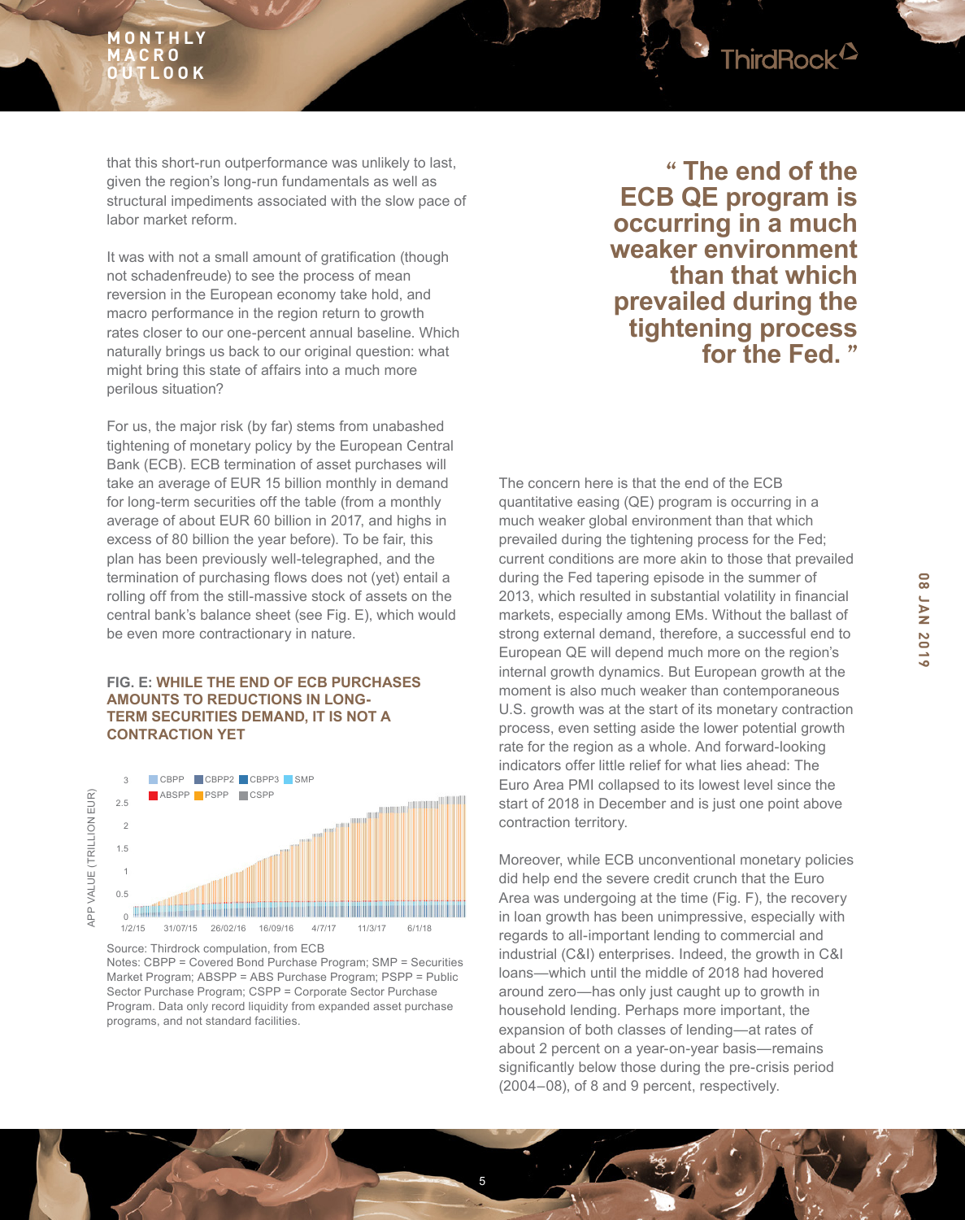that this short-run outperformance was unlikely to last, given the region's long-run fundamentals as well as structural impediments associated with the slow pace of labor market reform.

It was with not a small amount of gratification (though not schadenfreude) to see the process of mean reversion in the European economy take hold, and macro performance in the region return to growth rates closer to our one-percent annual baseline. Which naturally brings us back to our original question: what might bring this state of affairs into a much more perilous situation?

For us, the major risk (by far) stems from unabashed tightening of monetary policy by the European Central Bank (ECB). ECB termination of asset purchases will take an average of EUR 15 billion monthly in demand for long-term securities off the table (from a monthly average of about EUR 60 billion in 2017, and highs in excess of 80 billion the year before). To be fair, this plan has been previously well-telegraphed, and the termination of purchasing flows does not (yet) entail a rolling off from the still-massive stock of assets on the central bank's balance sheet (see Fig. E), which would be even more contractionary in nature.

**FIG. E: WHILE THE END OF ECB PURCHASES AMOUNTS TO REDUCTIONS IN LONG-TERM SECURITIES DEMAND, IT IS NOT A CONTRACTION YET**

Source: Thirdrock compulation, from ECB
Notes: CBPP = Covered Bond Purchase Program; SMP = Securities Market Program; ABSPP = ABS Purchase Program; PSPP = Public Sector Purchase Program; CSPP = Corporate Sector Purchase Program. Data only record liquidity from expanded asset purchase programs, and not standard facilities.

> "The end of the ECB QE program is occurring in a much weaker environment than that which prevailed during the tightening process for the Fed."

The concern here is that the end of the ECB quantitative easing (QE) program is occurring in a much weaker global environment than that which prevailed during the tightening process for the Fed; current conditions are more akin to those that prevailed during the Fed tapering episode in the summer of 2013, which resulted in substantial volatility in financial markets, especially among EMs. Without the ballast of strong external demand, therefore, a successful end to European QE will depend much more on the region's internal growth dynamics. But European growth at the moment is also much weaker than contemporaneous U.S. growth was at the start of its monetary contraction process, even setting aside the lower potential growth rate for the region as a whole. And forward-looking indicators offer little relief for what lies ahead: The Euro Area PMI collapsed to its lowest level since the start of 2018 in December and is just one point above contraction territory.

Moreover, while ECB unconventional monetary policies did help end the severe credit crunch that the Euro Area was undergoing at the time (Fig. F), the recovery in loan growth has been unimpressive, especially with regards to all-important lending to commercial and industrial (C&I) enterprises. Indeed, the growth in C&I loans—which until the middle of 2018 had hovered around zero—has only just caught up to growth in household lending. Perhaps more important, the expansion of both classes of lending—at rates of about 2 percent on a year-on-year basis—remains significantly below those during the pre-crisis period (2004–08), of 8 and 9 percent, respectively.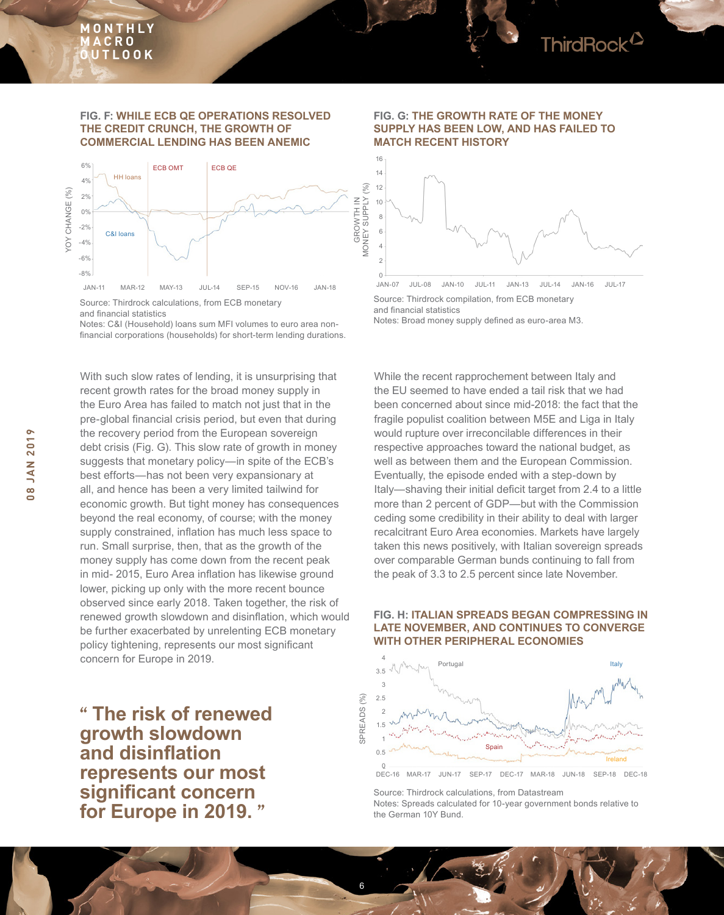### FIG. F: WHILE ECB QE OPERATIONS RESOLVED THE CREDIT CRUNCH, THE GROWTH OF COMMERCIAL LENDING HAS BEEN ANEMIC

Source: Thirdrock calculations, from ECB monetary and financial statistics
Notes: C&I (Household) loans sum MFI volumes to euro area non-financial corporations (households) for short-term lending durations.

### FIG. G: THE GROWTH RATE OF THE MONEY SUPPLY HAS BEEN LOW, AND HAS FAILED TO MATCH RECENT HISTORY

Source: Thirdrock compilation, from ECB monetary and financial statistics
Notes: Broad money supply defined as euro-area M3.

With such slow rates of lending, it is unsurprising that recent growth rates for the broad money supply in the Euro Area has failed to match not just that in the pre-global financial crisis period, but even that during the recovery period from the European sovereign debt crisis (Fig. G). This slow rate of growth in money suggests that monetary policy—in spite of the ECB's best efforts—has not been very expansionary at all, and hence has been a very limited tailwind for economic growth. But tight money has consequences beyond the real economy, of course; with the money supply constrained, inflation has much less space to run. Small surprise, then, that as the growth of the money supply has come down from the recent peak in mid- 2015, Euro Area inflation has likewise ground lower, picking up only with the more recent bounce observed since early 2018. Taken together, the risk of renewed growth slowdown and disinflation, which would be further exacerbated by unrelenting ECB monetary policy tightening, represents our most significant concern for Europe in 2019.

> **" The risk of renewed growth slowdown and disinflation represents our most significant concern for Europe in 2019. "**

While the recent rapprochement between Italy and the EU seemed to have ended a tail risk that we had been concerned about since mid-2018: the fact that the fragile populist coalition between M5E and Liga in Italy would rupture over irreconcilable differences in their respective approaches toward the national budget, as well as between them and the European Commission. Eventually, the episode ended with a step-down by Italy—shaving their initial deficit target from 2.4 to a little more than 2 percent of GDP—but with the Commission ceding some credibility in their ability to deal with larger recalcitrant Euro Area economies. Markets have largely taken this news positively, with Italian sovereign spreads over comparable German bunds continuing to fall from the peak of 3.3 to 2.5 percent since late November.

### FIG. H: ITALIAN SPREADS BEGAN COMPRESSING IN LATE NOVEMBER, AND CONTINUES TO CONVERGE WITH OTHER PERIPHERAL ECONOMIES

Source: Thirdrock calculations, from Datastream
Notes: Spreads calculated for 10-year government bonds relative to the German 10Y Bund.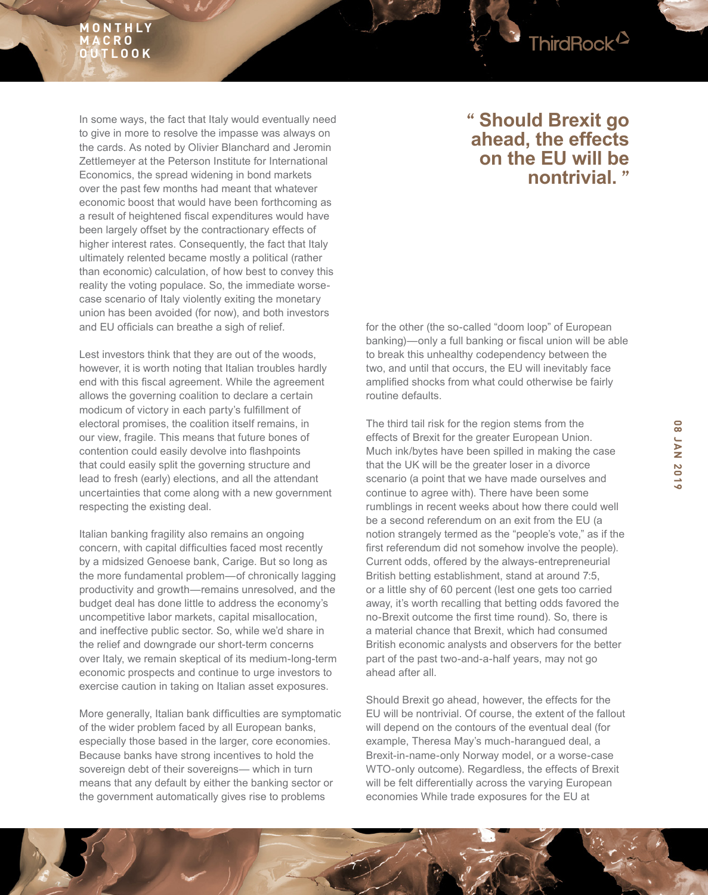In some ways, the fact that Italy would eventually need to give in more to resolve the impasse was always on the cards. As noted by Olivier Blanchard and Jeromin Zettlemeyer at the Peterson Institute for International Economics, the spread widening in bond markets over the past few months had meant that whatever economic boost that would have been forthcoming as a result of heightened fiscal expenditures would have been largely offset by the contractionary effects of higher interest rates. Consequently, the fact that Italy ultimately relented became mostly a political (rather than economic) calculation, of how best to convey this reality the voting populace. So, the immediate worse-case scenario of Italy violently exiting the monetary union has been avoided (for now), and both investors and EU officials can breathe a sigh of relief.

Lest investors think that they are out of the woods, however, it is worth noting that Italian troubles hardly end with this fiscal agreement. While the agreement allows the governing coalition to declare a certain modicum of victory in each party's fulfillment of electoral promises, the coalition itself remains, in our view, fragile. This means that future bones of contention could easily devolve into flashpoints that could easily split the governing structure and lead to fresh (early) elections, and all the attendant uncertainties that come along with a new government respecting the existing deal.

Italian banking fragility also remains an ongoing concern, with capital difficulties faced most recently by a midsized Genoese bank, Carige. But so long as the more fundamental problem—of chronically lagging productivity and growth—remains unresolved, and the budget deal has done little to address the economy's uncompetitive labor markets, capital misallocation, and ineffective public sector. So, while we'd share in the relief and downgrade our short-term concerns over Italy, we remain skeptical of its medium-long-term economic prospects and continue to urge investors to exercise caution in taking on Italian asset exposures.

More generally, Italian bank difficulties are symptomatic of the wider problem faced by all European banks, especially those based in the larger, core economies. Because banks have strong incentives to hold the sovereign debt of their sovereigns— which in turn means that any default by either the banking sector or the government automatically gives rise to problems for the other (the so-called "doom loop" of European banking)—only a full banking or fiscal union will be able to break this unhealthy codependency between the two, and until that occurs, the EU will inevitably face amplified shocks from what could otherwise be fairly routine defaults.

> **" Should Brexit go ahead, the effects on the EU will be nontrivial. "**

The third tail risk for the region stems from the effects of Brexit for the greater European Union. Much ink/bytes have been spilled in making the case that the UK will be the greater loser in a divorce scenario (a point that we have made ourselves and continue to agree with). There have been some rumblings in recent weeks about how there could well be a second referendum on an exit from the EU (a notion strangely termed as the "people's vote," as if the first referendum did not somehow involve the people). Current odds, offered by the always-entrepreneurial British betting establishment, stand at around 7:5, or a little shy of 60 percent (lest one gets too carried away, it's worth recalling that betting odds favored the no-Brexit outcome the first time round). So, there is a material chance that Brexit, which had consumed British economic analysts and observers for the better part of the past two-and-a-half years, may not go ahead after all.

Should Brexit go ahead, however, the effects for the EU will be nontrivial. Of course, the extent of the fallout will depend on the contours of the eventual deal (for example, Theresa May's much-harangued deal, a Brexit-in-name-only Norway model, or a worse-case WTO-only outcome). Regardless, the effects of Brexit will be felt differentially across the varying European economies While trade exposures for the EU at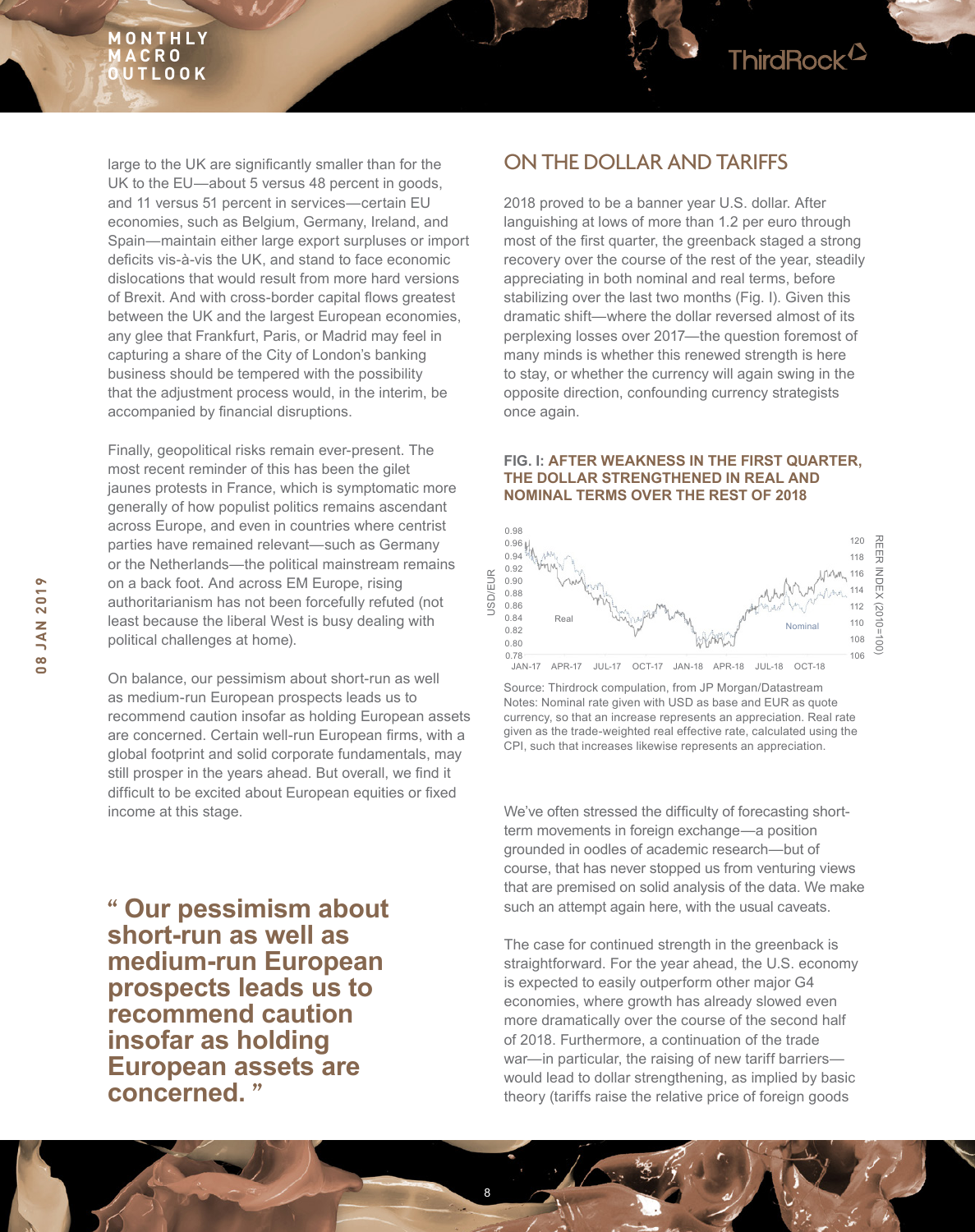large to the UK are significantly smaller than for the UK to the EU—about 5 versus 48 percent in goods, and 11 versus 51 percent in services—certain EU economies, such as Belgium, Germany, Ireland, and Spain—maintain either large export surpluses or import deficits vis-à-vis the UK, and stand to face economic dislocations that would result from more hard versions of Brexit. And with cross-border capital flows greatest between the UK and the largest European economies, any glee that Frankfurt, Paris, or Madrid may feel in capturing a share of the City of London's banking business should be tempered with the possibility that the adjustment process would, in the interim, be accompanied by financial disruptions.

Finally, geopolitical risks remain ever-present. The most recent reminder of this has been the gilet jaunes protests in France, which is symptomatic more generally of how populist politics remains ascendant across Europe, and even in countries where centrist parties have remained relevant—such as Germany or the Netherlands—the political mainstream remains on a back foot. And across EM Europe, rising authoritarianism has not been forcefully refuted (not least because the liberal West is busy dealing with political challenges at home).

On balance, our pessimism about short-run as well as medium-run European prospects leads us to recommend caution insofar as holding European assets are concerned. Certain well-run European firms, with a global footprint and solid corporate fundamentals, may still prosper in the years ahead. But overall, we find it difficult to be excited about European equities or fixed income at this stage.

> **“ Our pessimism about short-run as well as medium-run European prospects leads us to recommend caution insofar as holding European assets are concerned. ”**

## ON THE DOLLAR AND TARIFFS

2018 proved to be a banner year U.S. dollar. After languishing at lows of more than 1.2 per euro through most of the first quarter, the greenback staged a strong recovery over the course of the rest of the year, steadily appreciating in both nominal and real terms, before stabilizing over the last two months (Fig. I). Given this dramatic shift—where the dollar reversed almost of its perplexing losses over 2017—the question foremost of many minds is whether this renewed strength is here to stay, or whether the currency will again swing in the opposite direction, confounding currency strategists once again.

**FIG. I: AFTER WEAKNESS IN THE FIRST QUARTER, THE DOLLAR STRENGTHENED IN REAL AND NOMINAL TERMS OVER THE REST OF 2018**

Source: Thirdrock computation, from JP Morgan/Datastream
Notes: Nominal rate given with USD as base and EUR as quote currency, so that an increase represents an appreciation. Real rate given as the trade-weighted real effective rate, calculated using the CPI, such that increases likewise represents an appreciation.

We've often stressed the difficulty of forecasting short-term movements in foreign exchange—a position grounded in oodles of academic research—but of course, that has never stopped us from venturing views that are premised on solid analysis of the data. We make such an attempt again here, with the usual caveats.

The case for continued strength in the greenback is straightforward. For the year ahead, the U.S. economy is expected to easily outperform other major G4 economies, where growth has already slowed even more dramatically over the course of the second half of 2018. Furthermore, a continuation of the trade war—in particular, the raising of new tariff barriers—would lead to dollar strengthening, as implied by basic theory (tariffs raise the relative price of foreign goods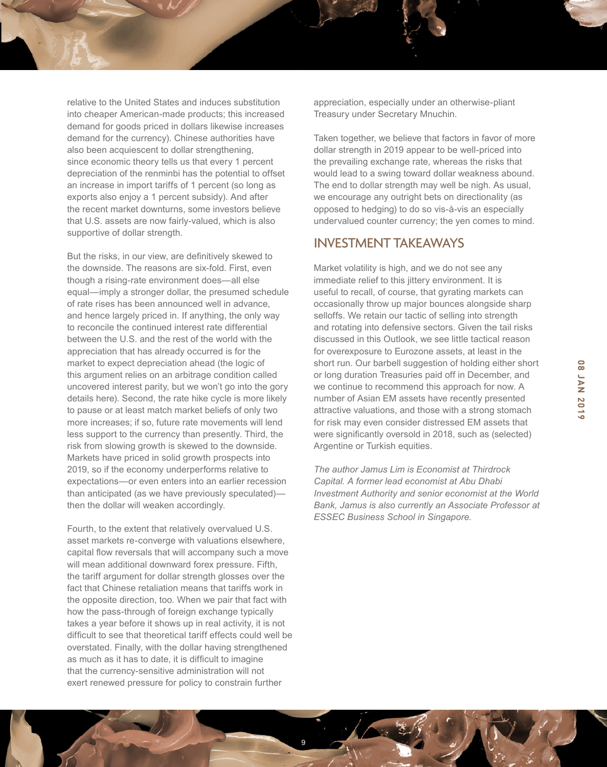relative to the United States and induces substitution into cheaper American-made products; this increased demand for goods priced in dollars likewise increases demand for the currency). Chinese authorities have also been acquiescent to dollar strengthening, since economic theory tells us that every 1 percent depreciation of the renminbi has the potential to offset an increase in import tariffs of 1 percent (so long as exports also enjoy a 1 percent subsidy). And after the recent market downturns, some investors believe that U.S. assets are now fairly-valued, which is also supportive of dollar strength.

But the risks, in our view, are definitively skewed to the downside. The reasons are six-fold. First, even though a rising-rate environment does—all else equal—imply a stronger dollar, the presumed schedule of rate rises has been announced well in advance, and hence largely priced in. If anything, the only way to reconcile the continued interest rate differential between the U.S. and the rest of the world with the appreciation that has already occurred is for the market to expect depreciation ahead (the logic of this argument relies on an arbitrage condition called uncovered interest parity, but we won't go into the gory details here). Second, the rate hike cycle is more likely to pause or at least match market beliefs of only two more increases; if so, future rate movements will lend less support to the currency than presently. Third, the risk from slowing growth is skewed to the downside. Markets have priced in solid growth prospects into 2019, so if the economy underperforms relative to expectations—or even enters into an earlier recession than anticipated (as we have previously speculated)—then the dollar will weaken accordingly.

Fourth, to the extent that relatively overvalued U.S. asset markets re-converge with valuations elsewhere, capital flow reversals that will accompany such a move will mean additional downward forex pressure. Fifth, the tariff argument for dollar strength glosses over the fact that Chinese retaliation means that tariffs work in the opposite direction, too. When we pair that fact with how the pass-through of foreign exchange typically takes a year before it shows up in real activity, it is not difficult to see that theoretical tariff effects could well be overstated. Finally, with the dollar having strengthened as much as it has to date, it is difficult to imagine that the currency-sensitive administration will not exert renewed pressure for policy to constrain further appreciation, especially under an otherwise-pliant Treasury under Secretary Mnuchin.

Taken together, we believe that factors in favor of more dollar strength in 2019 appear to be well-priced into the prevailing exchange rate, whereas the risks that would lead to a swing toward dollar weakness abound. The end to dollar strength may well be nigh. As usual, we encourage any outright bets on directionality (as opposed to hedging) to do so vis-à-vis an especially undervalued counter currency; the yen comes to mind.

## INVESTMENT TAKEAWAYS

Market volatility is high, and we do not see any immediate relief to this jittery environment. It is useful to recall, of course, that gyrating markets can occasionally throw up major bounces alongside sharp selloffs. We retain our tactic of selling into strength and rotating into defensive sectors. Given the tail risks discussed in this Outlook, we see little tactical reason for overexposure to Eurozone assets, at least in the short run. Our barbell suggestion of holding either short or long duration Treasuries paid off in December, and we continue to recommend this approach for now. A number of Asian EM assets have recently presented attractive valuations, and those with a strong stomach for risk may even consider distressed EM assets that were significantly oversold in 2018, such as (selected) Argentine or Turkish equities.

*The author Jamus Lim is Economist at Thirdrock Capital. A former lead economist at Abu Dhabi Investment Authority and senior economist at the World Bank, Jamus is also currently an Associate Professor at ESSEC Business School in Singapore.*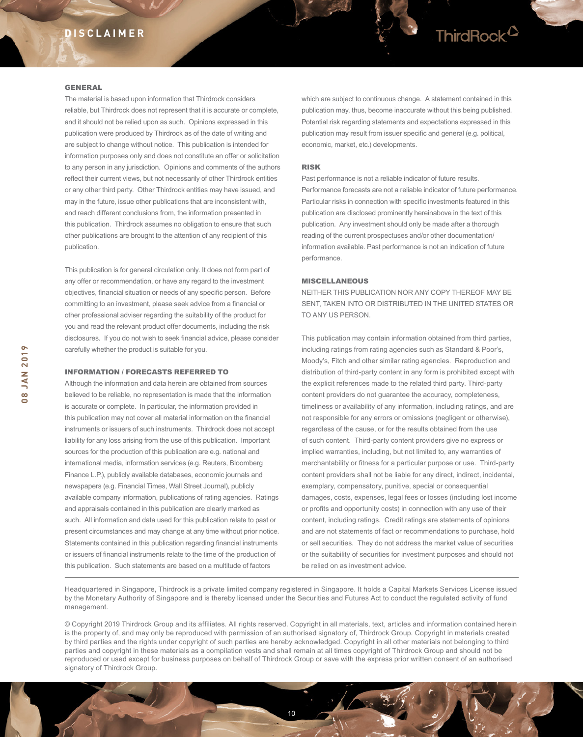# DISCLAIMER

### GENERAL

The material is based upon information that Thirdrock considers reliable, but Thirdrock does not represent that it is accurate or complete, and it should not be relied upon as such. Opinions expressed in this publication were produced by Thirdrock as of the date of writing and are subject to change without notice. This publication is intended for information purposes only and does not constitute an offer or solicitation to any person in any jurisdiction. Opinions and comments of the authors reflect their current views, but not necessarily of other Thirdrock entities or any other third party. Other Thirdrock entities may have issued, and may in the future, issue other publications that are inconsistent with, and reach different conclusions from, the information presented in this publication. Thirdrock assumes no obligation to ensure that such other publications are brought to the attention of any recipient of this publication.

This publication is for general circulation only. It does not form part of any offer or recommendation, or have any regard to the investment objectives, financial situation or needs of any specific person. Before committing to an investment, please seek advice from a financial or other professional adviser regarding the suitability of the product for you and read the relevant product offer documents, including the risk disclosures. If you do not wish to seek financial advice, please consider carefully whether the product is suitable for you.

### INFORMATION / FORECASTS REFERRED TO

Although the information and data herein are obtained from sources believed to be reliable, no representation is made that the information is accurate or complete. In particular, the information provided in this publication may not cover all material information on the financial instruments or issuers of such instruments. Thirdrock does not accept liability for any loss arising from the use of this publication. Important sources for the production of this publication are e.g. national and international media, information services (e.g. Reuters, Bloomberg Finance L.P.), publicly available databases, economic journals and newspapers (e.g. Financial Times, Wall Street Journal), publicly available company information, publications of rating agencies. Ratings and appraisals contained in this publication are clearly marked as such. All information and data used for this publication relate to past or present circumstances and may change at any time without prior notice. Statements contained in this publication regarding financial instruments or issuers of financial instruments relate to the time of the production of this publication. Such statements are based on a multitude of factors which are subject to continuous change. A statement contained in this publication may, thus, become inaccurate without this being published. Potential risk regarding statements and expectations expressed in this publication may result from issuer specific and general (e.g. political, economic, market, etc.) developments.

### RISK

Past performance is not a reliable indicator of future results. Performance forecasts are not a reliable indicator of future performance. Particular risks in connection with specific investments featured in this publication are disclosed prominently hereinabove in the text of this publication. Any investment should only be made after a thorough reading of the current prospectuses and/or other documentation/ information available. Past performance is not an indication of future performance.

### MISCELLANEOUS

NEITHER THIS PUBLICATION NOR ANY COPY THEREOF MAY BE SENT, TAKEN INTO OR DISTRIBUTED IN THE UNITED STATES OR TO ANY US PERSON.

This publication may contain information obtained from third parties, including ratings from rating agencies such as Standard & Poor's, Moody's, Fitch and other similar rating agencies. Reproduction and distribution of third-party content in any form is prohibited except with the explicit references made to the related third party. Third-party content providers do not guarantee the accuracy, completeness, timeliness or availability of any information, including ratings, and are not responsible for any errors or omissions (negligent or otherwise), regardless of the cause, or for the results obtained from the use of such content. Third-party content providers give no express or implied warranties, including, but not limited to, any warranties of merchantability or fitness for a particular purpose or use. Third-party content providers shall not be liable for any direct, indirect, incidental, exemplary, compensatory, punitive, special or consequential damages, costs, expenses, legal fees or losses (including lost income or profits and opportunity costs) in connection with any use of their content, including ratings. Credit ratings are statements of opinions and are not statements of fact or recommendations to purchase, hold or sell securities. They do not address the market value of securities or the suitability of securities for investment purposes and should not be relied on as investment advice.

---

Headquartered in Singapore, Thirdrock is a private limited company registered in Singapore. It holds a Capital Markets Services License issued by the Monetary Authority of Singapore and is thereby licensed under the Securities and Futures Act to conduct the regulated activity of fund management.

© Copyright 2019 Thirdrock Group and its affiliates. All rights reserved. Copyright in all materials, text, articles and information contained herein is the property of, and may only be reproduced with permission of an authorised signatory of, Thirdrock Group. Copyright in materials created by third parties and the rights under copyright of such parties are hereby acknowledged. Copyright in all other materials not belonging to third parties and copyright in these materials as a compilation vests and shall remain at all times copyright of Thirdrock Group and should not be reproduced or used except for business purposes on behalf of Thirdrock Group or save with the express prior written consent of an authorised signatory of Thirdrock Group.